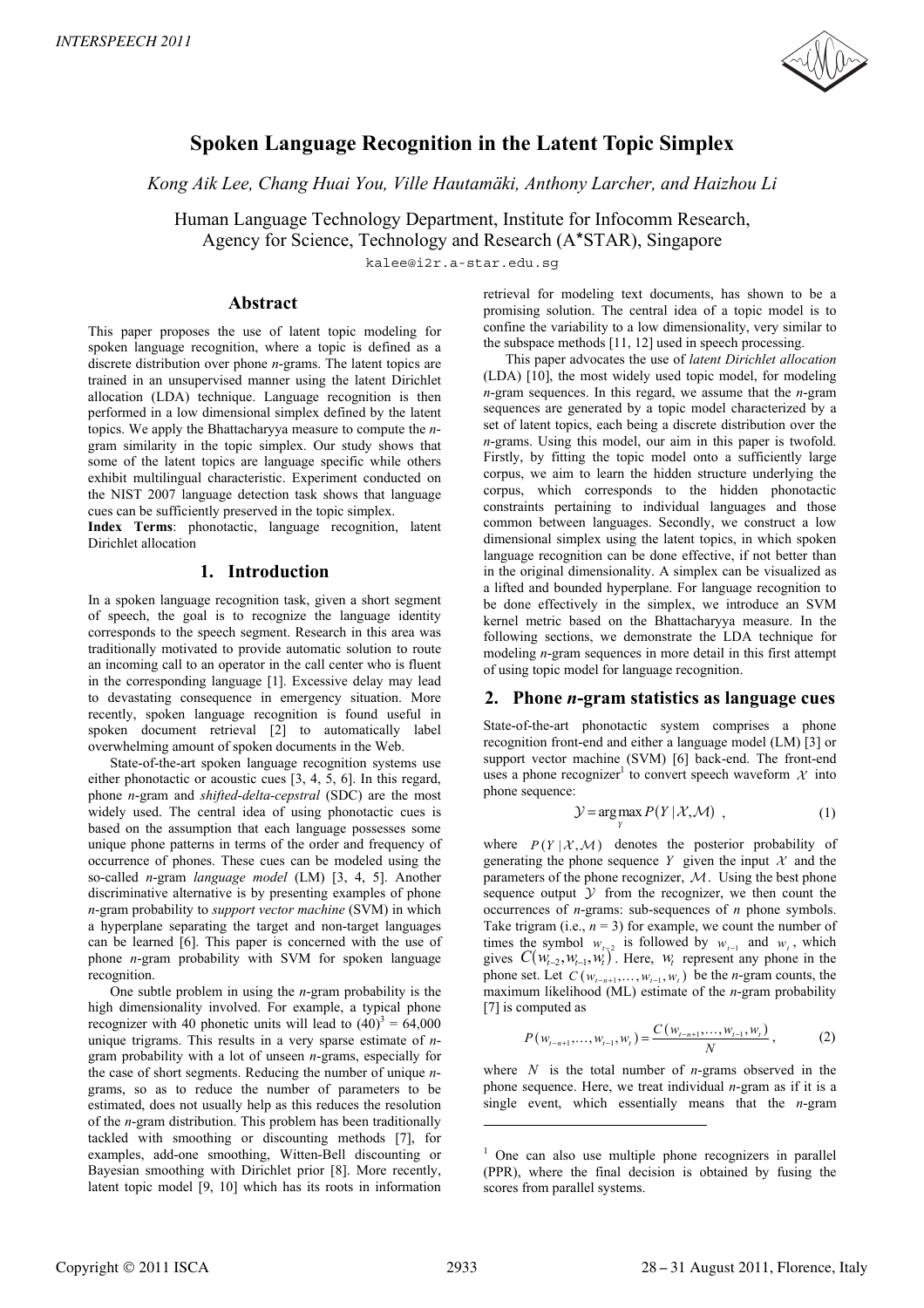# Spoken Language Recognition in the Latent Topic Simplex

*Kong Aik Lee, Chang Huai You, Ville Hautamäki, Anthony Larcher, and Haizhou Li*

Human Language Technology Department, Institute for Infocomm Research,
Agency for Science, Technology and Research (A\*STAR), Singapore

kalee@i2r.a-star.edu.sg

## Abstract

This paper proposes the use of latent topic modeling for spoken language recognition, where a topic is defined as a discrete distribution over phone *n*-grams. The latent topics are trained in an unsupervised manner using the latent Dirichlet allocation (LDA) technique. Language recognition is then performed in a low dimensional simplex defined by the latent topics. We apply the Bhattacharyya measure to compute the *n*-gram similarity in the topic simplex. Our study shows that some of the latent topics are language specific while others exhibit multilingual characteristic. Experiment conducted on the NIST 2007 language detection task shows that language cues can be sufficiently preserved in the topic simplex.

**Index Terms**: phonotactic, language recognition, latent Dirichlet allocation

## 1. Introduction

In a spoken language recognition task, given a short segment of speech, the goal is to recognize the language identity corresponds to the speech segment. Research in this area was traditionally motivated to provide automatic solution to route an incoming call to an operator in the call center who is fluent in the corresponding language [1]. Excessive delay may lead to devastating consequence in emergency situation. More recently, spoken language recognition is found useful in spoken document retrieval [2] to automatically label overwhelming amount of spoken documents in the Web.

State-of-the-art spoken language recognition systems use either phonotactic or acoustic cues [3, 4, 5, 6]. In this regard, phone *n*-gram and *shifted-delta-cepstral* (SDC) are the most widely used. The central idea of using phonotactic cues is based on the assumption that each language possesses some unique phone patterns in terms of the order and frequency of occurrence of phones. These cues can be modeled using the so-called *n*-gram *language model* (LM) [3, 4, 5]. Another discriminative alternative is by presenting examples of phone *n*-gram probability to *support vector machine* (SVM) in which a hyperplane separating the target and non-target languages can be learned [6]. This paper is concerned with the use of phone *n*-gram probability with SVM for spoken language recognition.

One subtle problem in using the *n*-gram probability is the high dimensionality involved. For example, a typical phone recognizer with 40 phonetic units will lead to $(40)^3 = 64{,}000$ unique trigrams. This results in a very sparse estimate of *n*-gram probability with a lot of unseen *n*-grams, especially for the case of short segments. Reducing the number of unique *n*-grams, so as to reduce the number of parameters to be estimated, does not usually help as this reduces the resolution of the *n*-gram distribution. This problem has been traditionally tackled with smoothing or discounting methods [7], for examples, add-one smoothing, Witten-Bell discounting or Bayesian smoothing with Dirichlet prior [8]. More recently, latent topic model [9, 10] which has its roots in information retrieval for modeling text documents, has shown to be a promising solution. The central idea of a topic model is to confine the variability to a low dimensionality, very similar to the subspace methods [11, 12] used in speech processing.

This paper advocates the use of *latent Dirichlet allocation* (LDA) [10], the most widely used topic model, for modeling *n*-gram sequences. In this regard, we assume that the *n*-gram sequences are generated by a topic model characterized by a set of latent topics, each being a discrete distribution over the *n*-grams. Using this model, our aim in this paper is twofold. Firstly, by fitting the topic model onto a sufficiently large corpus, we aim to learn the hidden structure underlying the corpus, which corresponds to the hidden phonotactic constraints pertaining to individual languages and those common between languages. Secondly, we construct a low dimensional simplex using the latent topics, in which spoken language recognition can be done effective, if not better than in the original dimensionality. A simplex can be visualized as a lifted and bounded hyperplane. For language recognition to be done effectively in the simplex, we introduce an SVM kernel metric based on the Bhattacharyya measure. In the following sections, we demonstrate the LDA technique for modeling *n*-gram sequences in more detail in this first attempt of using topic model for language recognition.

## 2. Phone *n*-gram statistics as language cues

State-of-the-art phonotactic system comprises a phone recognition front-end and either a language model (LM) [3] or support vector machine (SVM) [6] back-end. The front-end uses a phone recognizer[1] to convert speech waveform $\mathcal{X}$ into phone sequence:

$$\mathcal{Y} = \arg\max_{Y} P(Y \mid \mathcal{X}, \mathcal{M}) \ , \tag{1}$$

where $P(Y \mid \mathcal{X}, \mathcal{M})$ denotes the posterior probability of generating the phone sequence $Y$ given the input $\mathcal{X}$ and the parameters of the phone recognizer, $\mathcal{M}$. Using the best phone sequence output $\mathcal{Y}$ from the recognizer, we then count the occurrences of *n*-grams: sub-sequences of *n* phone symbols. Take trigram (i.e., *n* = 3) for example, we count the number of times the symbol $w_{t-2}$ is followed by $w_{t-1}$ and $w_t$, which gives $C(w_{t-2}, w_{t-1}, w_t)$. Here, $w_t$ represent any phone in the phone set. Let $C(w_{t-n+1}, \ldots, w_{t-1}, w_t)$ be the *n*-gram counts, the maximum likelihood (ML) estimate of the *n*-gram probability [7] is computed as

$$P(w_{t-n+1}, \ldots, w_{t-1}, w_t) = \frac{C(w_{t-n+1}, \ldots, w_{t-1}, w_t)}{N}, \tag{2}$$

where $N$ is the total number of *n*-grams observed in the phone sequence. Here, we treat individual *n*-gram as if it is a single event, which essentially means that the *n*-gram

---

[1] One can also use multiple phone recognizers in parallel (PPR), where the final decision is obtained by fusing the scores from parallel systems.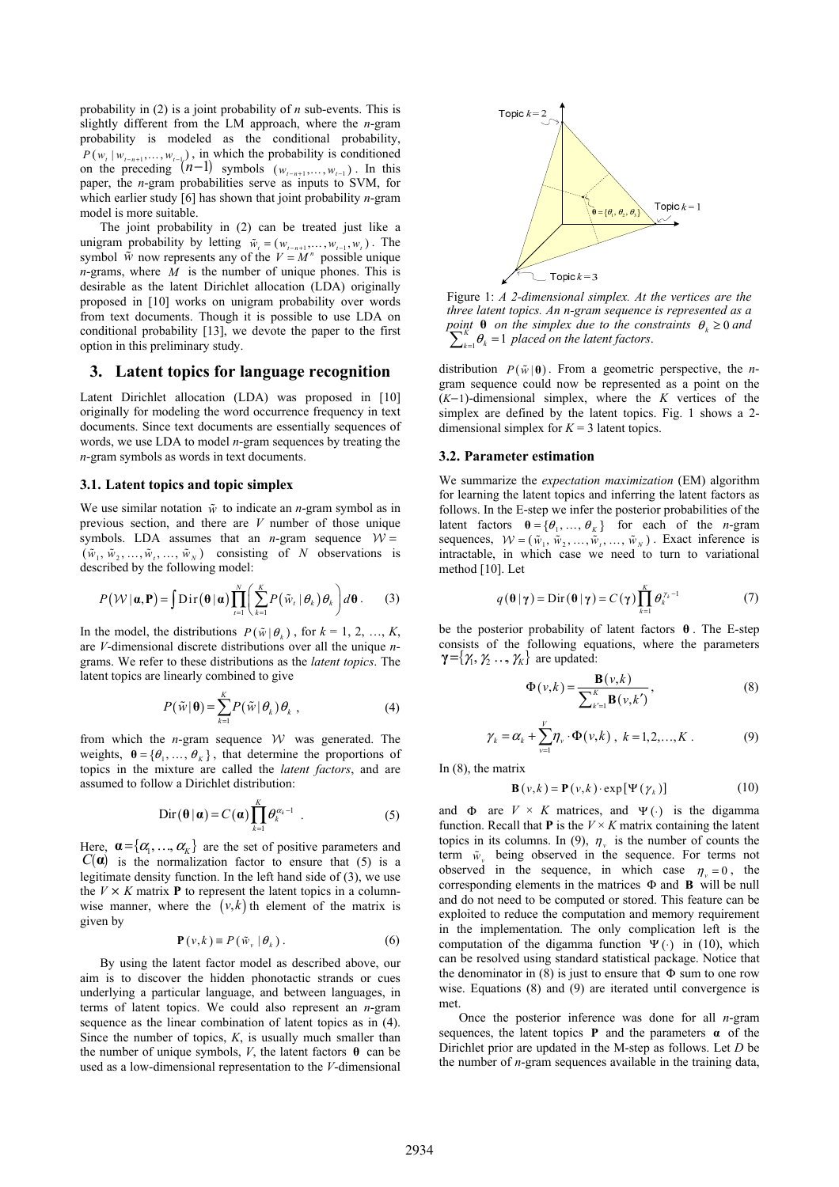probability in (2) is a joint probability of $n$ sub-events. This is slightly different from the LM approach, where the $n$-gram probability is modeled as the conditional probability, $P(w_t \mid w_{t-n+1},\ldots,w_{t-1})$, in which the probability is conditioned on the preceding $(n-1)$ symbols $(w_{t-n+1},\ldots,w_{t-1})$. In this paper, the $n$-gram probabilities serve as inputs to SVM, for which earlier study [6] has shown that joint probability $n$-gram model is more suitable.

The joint probability in (2) can be treated just like a unigram probability by letting $\tilde{w}_t = (w_{t-n+1},\ldots,w_{t-1},w_t)$. The symbol $\tilde{w}$ now represents any of the $V = M^n$ possible unique $n$-grams, where $M$ is the number of unique phones. This is desirable as the latent Dirichlet allocation (LDA) originally proposed in [10] works on unigram probability over words from text documents. Though it is possible to use LDA on conditional probability [13], we devote the paper to the first option in this preliminary study.

## 3. Latent topics for language recognition

Latent Dirichlet allocation (LDA) was proposed in [10] originally for modeling the word occurrence frequency in text documents. Since text documents are essentially sequences of words, we use LDA to model $n$-gram sequences by treating the $n$-gram symbols as words in text documents.

### 3.1. Latent topics and topic simplex

We use similar notation $\tilde{w}$ to indicate an $n$-gram symbol as in previous section, and there are $V$ number of those unique symbols. LDA assumes that an $n$-gram sequence $\mathcal{W} = (\tilde{w}_1, \tilde{w}_2, \ldots, \tilde{w}_t, \ldots, \tilde{w}_N)$ consisting of $N$ observations is described by the following model:

$$P(\mathcal{W} \mid \boldsymbol{\alpha}, \mathbf{P}) = \int \mathrm{Dir}(\boldsymbol{\theta} \mid \boldsymbol{\alpha}) \prod_{t=1}^{N} \left( \sum_{k=1}^{K} P(\tilde{w}_t \mid \theta_k)\, \theta_k \right) d\boldsymbol{\theta}. \quad (3)$$

In the model, the distributions $P(\tilde{w} \mid \theta_k)$, for $k = 1, 2, \ldots, K$, are $V$-dimensional discrete distributions over all the unique $n$-grams. We refer to these distributions as the *latent topics*. The latent topics are linearly combined to give

$$P(\tilde{w} \mid \boldsymbol{\theta}) = \sum_{k=1}^{K} P(\tilde{w} \mid \theta_k)\, \theta_k, \quad (4)$$

from which the $n$-gram sequence $\mathcal{W}$ was generated. The weights, $\boldsymbol{\theta} = \{\theta_1, \ldots, \theta_K\}$, that determine the proportions of topics in the mixture are called the *latent factors*, and are assumed to follow a Dirichlet distribution:

$$\mathrm{Dir}(\boldsymbol{\theta} \mid \boldsymbol{\alpha}) = C(\boldsymbol{\alpha}) \prod_{k=1}^{K} \theta_k^{\alpha_k - 1}. \quad (5)$$

Here, $\boldsymbol{\alpha} = \{\alpha_1, \ldots, \alpha_K\}$ are the set of positive parameters and $C(\boldsymbol{\alpha})$ is the normalization factor to ensure that (5) is a legitimate density function. In the left hand side of (3), we use the $V \times K$ matrix $\mathbf{P}$ to represent the latent topics in a column-wise manner, where the $(v,k)$th element of the matrix is given by

$$\mathbf{P}(v,k) \equiv P(\tilde{w}_v \mid \theta_k). \quad (6)$$

By using the latent factor model as described above, our aim is to discover the hidden phonotactic strands or cues underlying a particular language, and between languages, in terms of latent topics. We could also represent an $n$-gram sequence as the linear combination of latent topics as in (4). Since the number of topics, $K$, is usually much smaller than the number of unique symbols, $V$, the latent factors $\boldsymbol{\theta}$ can be used as a low-dimensional representation to the $V$-dimensional distribution $P(\tilde{w} \mid \boldsymbol{\theta})$. From a geometric perspective, the $n$-gram sequence could now be represented as a point on the $(K-1)$-dimensional simplex, where the $K$ vertices of the simplex are defined by the latent topics. Fig. 1 shows a 2-dimensional simplex for $K = 3$ latent topics.

Figure 1: *A 2-dimensional simplex. At the vertices are the three latent topics. An n-gram sequence is represented as a point* $\boldsymbol{\theta}$ *on the simplex due to the constraints* $\theta_k \geq 0$ *and* $\sum_{k=1}^{K} \theta_k = 1$ *placed on the latent factors.*

### 3.2. Parameter estimation

We summarize the *expectation maximization* (EM) algorithm for learning the latent topics and inferring the latent factors as follows. In the E-step we infer the posterior probabilities of the latent factors $\boldsymbol{\theta} = \{\theta_1, \ldots, \theta_K\}$ for each of the $n$-gram sequences, $\mathcal{W} = (\tilde{w}_1, \tilde{w}_2, \ldots, \tilde{w}_t, \ldots, \tilde{w}_N)$. Exact inference is intractable, in which case we need to turn to variational method [10]. Let

$$q(\boldsymbol{\theta} \mid \boldsymbol{\gamma}) = \mathrm{Dir}(\boldsymbol{\theta} \mid \boldsymbol{\gamma}) = C(\boldsymbol{\gamma}) \prod_{k=1}^{K} \theta_k^{\gamma_k - 1} \quad (7)$$

be the posterior probability of latent factors $\boldsymbol{\theta}$. The E-step consists of the following equations, where the parameters $\boldsymbol{\gamma} = \{\gamma_1, \gamma_2, \ldots, \gamma_K\}$ are updated:

$$\Phi(v,k) = \frac{\mathbf{B}(v,k)}{\sum_{k'=1}^{K} \mathbf{B}(v,k')}, \quad (8)$$

$$\gamma_k = \alpha_k + \sum_{v=1}^{V} \eta_v \cdot \Phi(v,k),\ k = 1,2,\ldots,K. \quad (9)$$

In (8), the matrix

$$\mathbf{B}(v,k) = \mathbf{P}(v,k) \cdot \exp[\Psi(\gamma_k)] \quad (10)$$

and $\Phi$ are $V \times K$ matrices, and $\Psi(\cdot)$ is the digamma function. Recall that $\mathbf{P}$ is the $V \times K$ matrix containing the latent topics in its columns. In (9), $\eta_v$ is the number of counts the term $\tilde{w}_v$ being observed in the sequence. For terms not observed in the sequence, in which case $\eta_v = 0$, the corresponding elements in the matrices $\Phi$ and $\mathbf{B}$ will be null and do not need to be computed or stored. This feature can be exploited to reduce the computation and memory requirement in the implementation. The only complication left is the computation of the digamma function $\Psi(\cdot)$ in (10), which can be resolved using standard statistical package. Notice that the denominator in (8) is just to ensure that $\Phi$ sum to one row wise. Equations (8) and (9) are iterated until convergence is met.

Once the posterior inference was done for all $n$-gram sequences, the latent topics $\mathbf{P}$ and the parameters $\boldsymbol{\alpha}$ of the Dirichlet prior are updated in the M-step as follows. Let $D$ be the number of $n$-gram sequences available in the training data,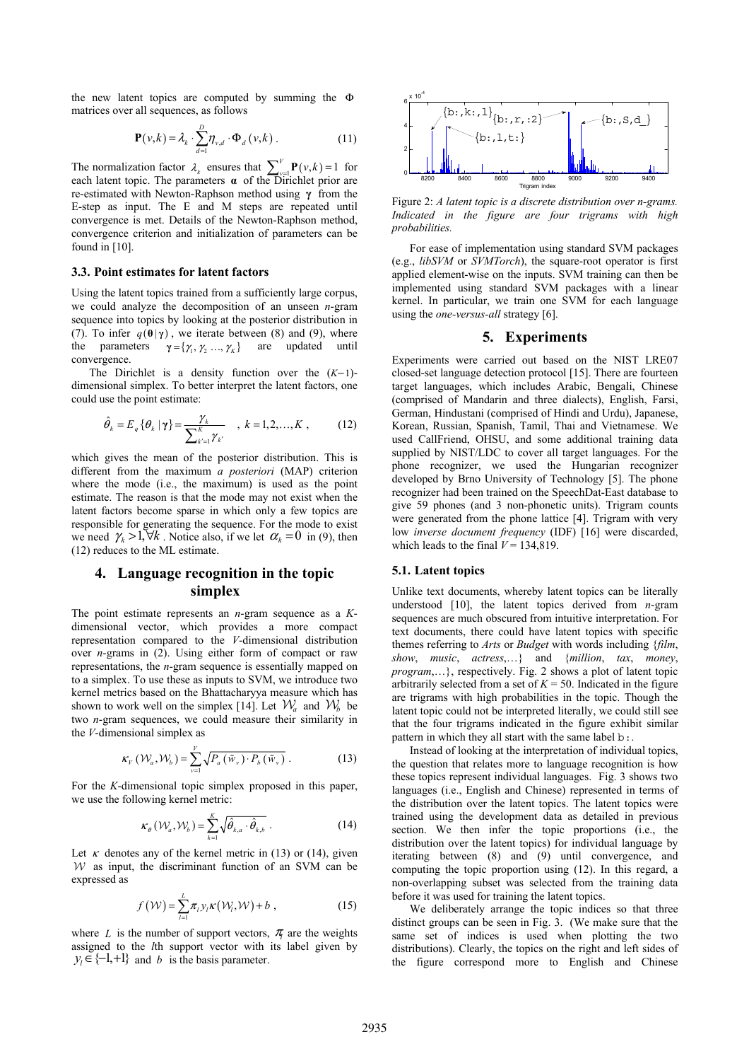the new latent topics are computed by summing the $\Phi$ matrices over all sequences, as follows

$$\mathbf{P}(v,k) = \lambda_k \cdot \sum_{d=1}^{D} \eta_{v,d} \cdot \Phi_d(v,k) . \quad (11)$$

The normalization factor $\lambda_k$ ensures that $\sum_{v=1}^{V} \mathbf{P}(v,k) = 1$ for each latent topic. The parameters $\boldsymbol{\alpha}$ of the Dirichlet prior are re-estimated with Newton-Raphson method using $\boldsymbol{\gamma}$ from the E-step as input. The E and M steps are repeated until convergence is met. Details of the Newton-Raphson method, convergence criterion and initialization of parameters can be found in [10].

### 3.3. Point estimates for latent factors

Using the latent topics trained from a sufficiently large corpus, we could analyze the decomposition of an unseen *n*-gram sequence into topics by looking at the posterior distribution in (7). To infer $q(\boldsymbol{\theta} | \boldsymbol{\gamma})$, we iterate between (8) and (9), where the parameters $\boldsymbol{\gamma} = \{\gamma_1, \gamma_2 \ldots, \gamma_K\}$ are updated until convergence.

The Dirichlet is a density function over the $(K-1)$-dimensional simplex. To better interpret the latent factors, one could use the point estimate:

$$\hat{\theta}_k = E_q\{\theta_k | \boldsymbol{\gamma}\} = \frac{\gamma_k}{\sum_{k'=1}^{K} \gamma_{k'}} \quad , \ k = 1,2,\ldots,K , \quad (12)$$

which gives the mean of the posterior distribution. This is different from the maximum *a posteriori* (MAP) criterion where the mode (i.e., the maximum) is used as the point estimate. The reason is that the mode may not exist when the latent factors become sparse in which only a few topics are responsible for generating the sequence. For the mode to exist we need $\gamma_k > 1, \forall k$ . Notice also, if we let $\alpha_k = 0$ in (9), then (12) reduces to the ML estimate.

## 4. Language recognition in the topic simplex

The point estimate represents an *n*-gram sequence as a *K*-dimensional vector, which provides a more compact representation compared to the *V*-dimensional distribution over *n*-grams in (2). Using either form of compact or raw representations, the *n*-gram sequence is essentially mapped on to a simplex. To use these as inputs to SVM, we introduce two kernel metrics based on the Bhattacharyya measure which has shown to work well on the simplex [14]. Let $\mathcal{W}_a$ and $\mathcal{W}_b$ be two *n*-gram sequences, we could measure their similarity in the *V*-dimensional simplex as

$$\kappa_V(\mathcal{W}_a, \mathcal{W}_b) = \sum_{v=1}^{V} \sqrt{P_a(\tilde{w}_v) \cdot P_b(\tilde{w}_v)} . \quad (13)$$

For the *K*-dimensional topic simplex proposed in this paper, we use the following kernel metric:

$$\kappa_\theta(\mathcal{W}_a, \mathcal{W}_b) = \sum_{k=1}^{K} \sqrt{\hat{\theta}_{k,a} \cdot \hat{\theta}_{k,b}} . \quad (14)$$

Let $\kappa$ denotes any of the kernel metric in (13) or (14), given $\mathcal{W}$ as input, the discriminant function of an SVM can be expressed as

$$f(\mathcal{W}) = \sum_{l=1}^{L} \pi_l y_l \kappa(\mathcal{W}_l, \mathcal{W}) + b , \quad (15)$$

where $L$ is the number of support vectors, $\pi_l$ are the weights assigned to the $l$th support vector with its label given by $y_l \in \{-1,+1\}$ and $b$ is the basis parameter.

Figure 2: *A latent topic is a discrete distribution over n-grams. Indicated in the figure are four trigrams with high probabilities.*

For ease of implementation using standard SVM packages (e.g., *libSVM* or *SVMTorch*), the square-root operator is first applied element-wise on the inputs. SVM training can then be implemented using standard SVM packages with a linear kernel. In particular, we train one SVM for each language using the *one-versus-all* strategy [6].

## 5. Experiments

Experiments were carried out based on the NIST LRE07 closed-set language detection protocol [15]. There are fourteen target languages, which includes Arabic, Bengali, Chinese (comprised of Mandarin and three dialects), English, Farsi, German, Hindustani (comprised of Hindi and Urdu), Japanese, Korean, Russian, Spanish, Tamil, Thai and Vietnamese. We used CallFriend, OHSU, and some additional training data supplied by NIST/LDC to cover all target languages. For the phone recognizer, we used the Hungarian recognizer developed by Brno University of Technology [5]. The phone recognizer had been trained on the SpeechDat-East database to give 59 phones (and 3 non-phonetic units). Trigram counts were generated from the phone lattice [4]. Trigram with very low *inverse document frequency* (IDF) [16] were discarded, which leads to the final $V$ = 134,819.

### 5.1. Latent topics

Unlike text documents, whereby latent topics can be literally understood [10], the latent topics derived from *n*-gram sequences are much obscured from intuitive interpretation. For text documents, there could have latent topics with specific themes referring to *Arts* or *Budget* with words including {*film*, *show*, *music*, *actress*,…} and {*million*, *tax*, *money*, *program*,…}, respectively. Fig. 2 shows a plot of latent topic arbitrarily selected from a set of $K$ = 50. Indicated in the figure are trigrams with high probabilities in the topic. Though the latent topic could not be interpreted literally, we could still see that the four trigrams indicated in the figure exhibit similar pattern in which they all start with the same label `b:`.

Instead of looking at the interpretation of individual topics, the question that relates more to language recognition is how these topics represent individual languages. Fig. 3 shows two languages (i.e., English and Chinese) represented in terms of the distribution over the latent topics. The latent topics were trained using the development data as detailed in previous section. We then infer the topic proportions (i.e., the distribution over the latent topics) for individual language by iterating between (8) and (9) until convergence, and computing the topic proportion using (12). In this regard, a non-overlapping subset was selected from the training data before it was used for training the latent topics.

We deliberately arrange the topic indices so that three distinct groups can be seen in Fig. 3. (We make sure that the same set of indices is used when plotting the two distributions). Clearly, the topics on the right and left sides of the figure correspond more to English and Chinese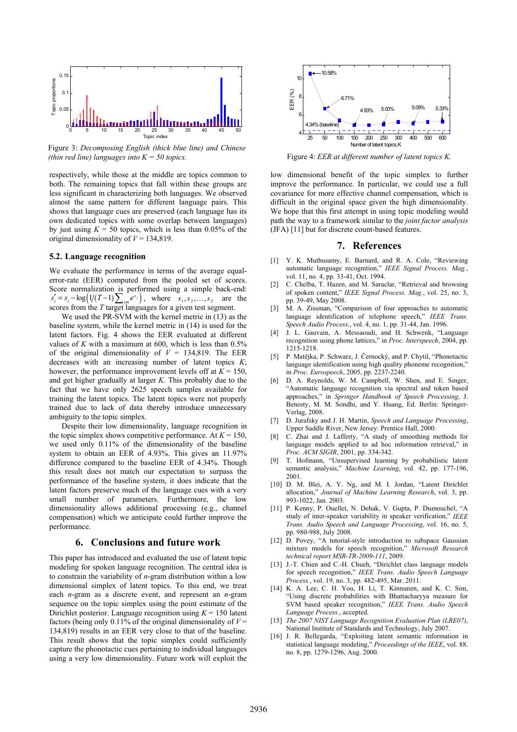Topic proportions

0.15

0.1

0.05

0

0 5 10 15 20 25 30 35 40 45 50

Topic index

Figure 3: *Decomposing English (thick blue line) and Chinese (thin red line) languages into K = 50 topics.*

EER (%)

10

8

6

4

10.58%

6.71%

4.93%

5.00%

5.09%

5.33%

4.34% (baseline)

25 50 100 150 200 250 300 400 500 600

Number of latent topics,K

Figure 4: *EER at different number of latent topics K.*

respectively, while those at the middle are topics common to both. The remaining topics that fall within these groups are less significant in characterizing both languages. We observed almost the same pattern for different language pairs. This shows that language cues are preserved (each language has its own dedicated topics with some overlap between languages) by just using $K$ = 50 topics, which is less than 0.05% of the original dimensionality of $V$ = 134,819.

### 5.2. Language recognition

We evaluate the performance in terms of the average equal-error-rate (EER) computed from the pooled set of scores. Score normalization is performed using a simple back-end: $s_i' = s_i - \log\left(1/(T-1)\sum_{j\neq i} e^{s_j}\right)$, where $s_1, s_2, \ldots, s_T$ are the scores from the $T$ target languages for a given test segment.

We used the PR-SVM with the kernel metric in (13) as the baseline system, while the kernel metric in (14) is used for the latent factors. Fig. 4 shows the EER evaluated at different values of $K$ with a maximum at 600, which is less than 0.5% of the original dimensionality of $V$ = 134,819. The EER decreases with an increasing number of latent topics $K$; however, the performance improvement levels off at $K$ = 150, and get higher gradually at larger $K$. This probably due to the fact that we have only 2625 speech samples available for training the latent topics. The latent topics were not properly trained due to lack of data thereby introduce unnecessary ambiguity to the topic simplex.

Despite their low dimensionality, language recognition in the topic simplex shows competitive performance. At $K$ = 150, we used only 0.11% of the dimensionality of the baseline system to obtain an EER of 4.93%. This gives an 11.97% difference compared to the baseline EER of 4.34%. Though this result does not match our expectation to surpass the performance of the baseline system, it does indicate that the latent factors preserve much of the language cues with a very small number of parameters. Furthermore, the low dimensionality allows additional processing (e.g., channel compensation) which we anticipate could further improve the performance.

## 6. Conclusions and future work

This paper has introduced and evaluated the use of latent topic modeling for spoken language recognition. The central idea is to constrain the variability of $n$-gram distribution within a low dimensional simplex of latent topics. To this end, we treat each $n$-gram as a discrete event, and represent an $n$-gram sequence on the topic simplex using the point estimate of the Dirichlet posterior. Language recognition using $K$ = 150 latent factors (being only 0.11% of the original dimensionality of $V$ = 134,819) results in an EER very close to that of the baseline. This result shows that the topic simplex could sufficiently capture the phonotactic cues pertaining to individual languages using a very low dimensionality. Future work will exploit the low dimensional benefit of the topic simplex to further improve the performance. In particular, we could use a full covariance for more effective channel compensation, which is difficult in the original space given the high dimensionality. We hope that this first attempt in using topic modeling would path the way to a framework similar to the *joint factor analysis* (JFA) [11] but for discrete count-based features.

## 7. References

[1] Y. K. Muthusamy, E. Barnard, and R. A. Cole, "Reviewing automatic language recognition," *IEEE Signal Process. Mag.*, vol. 11, no. 4, pp. 33-41, Oct. 1994.

[2] C. Chelba, T. Hazen, and M. Saraclar, "Retrieval and browsing of spoken content," *IEEE Signal Process. Mag.*, vol. 25, no. 3, pp. 39-49, May 2008.

[3] M. A. Zissman, "Comparison of four approaches to automatic language identification of telephone speech," *IEEE Trans. Speech Audio Process.*, vol. 4, no. 1, pp. 31-44, Jan. 1996.

[4] J. L. Gauvain, A. Messaoudi, and H. Schwenk, "Language recognition using phone lattices," in *Proc. Interspeech*, 2004, pp. 1215-1218.

[5] P. Matějka, P. Schwarz, J. Černocký, and P. Chytil, "Phonotactic language identification using high quality phoneme recognition," in *Proc. Eurospeech*, 2005, pp. 2237-2240.

[6] D. A. Reynolds, W. M. Campbell, W. Shen, and E. Singer, "Automatic language recognition via spectral and token based approaches," in *Springer Handbook of Speech Processing*, J. Benesty, M. M. Sondhi, and Y. Huang, Ed. Berlin: Springer-Verlag, 2008.

[7] D. Jurafsky and J. H. Martin, *Speech and Language Processing*, Upper Saddle River, New Jersey: Prentice Hall, 2000.

[8] C. Zhai and J. Lafferty, "A study of smoothing methods for language models applied to ad hoc information retrieval," in *Proc. ACM SIGIR*, 2001, pp. 334-342.

[9] T. Hofmann, "Unsupervised learning by probabilistic latent semantic analysis," *Machine Learning*, vol. 42, pp. 177-196, 2001.

[10] D. M. Blei, A. Y. Ng, and M. I. Jordan, "Latent Dirichlet allocation," *Journal of Machine Learning Research*, vol. 3, pp. 993-1022, Jan. 2003.

[11] P. Kenny, P. Ouellet, N. Dehak, V. Gupta, P. Dumouchel, "A study of inter-speaker variability in speaker verification," *IEEE Trans. Audio Speech and Language Processing*, vol. 16, no. 5, pp. 980-988, July 2008.

[12] D. Povey, "A tutorial-style introduction to subspace Gaussian mixture models for speech recognition," *Microsoft Research technical report MSR-TR-2009-111*, 2009.

[13] J.-T. Chien and C.-H. Chueh, "Dirichlet class language models for speech recognition," *IEEE Trans. Audio Speech Language Process.*, vol. 19, no. 3, pp. 482-495, Mar. 2011.

[14] K. A. Lee, C. H. You, H. Li, T. Kinnunen, and K. C. Sim, "Using discrete probabilities with Bhattacharyya measure for SVM based speaker recognition," *IEEE Trans. Audio Speech Language Process.*, accepted.

[15] *The 2007 NIST Language Recognition Evaluation Plan (LRE07)*, National Institute of Standards and Technology, July 2007.

[16] J. R. Bellegarda, "Exploiting latent semantic information in statistical language modeling," *Proceedings of the IEEE*, vol. 88, no. 8, pp. 1279-1296, Aug. 2000.